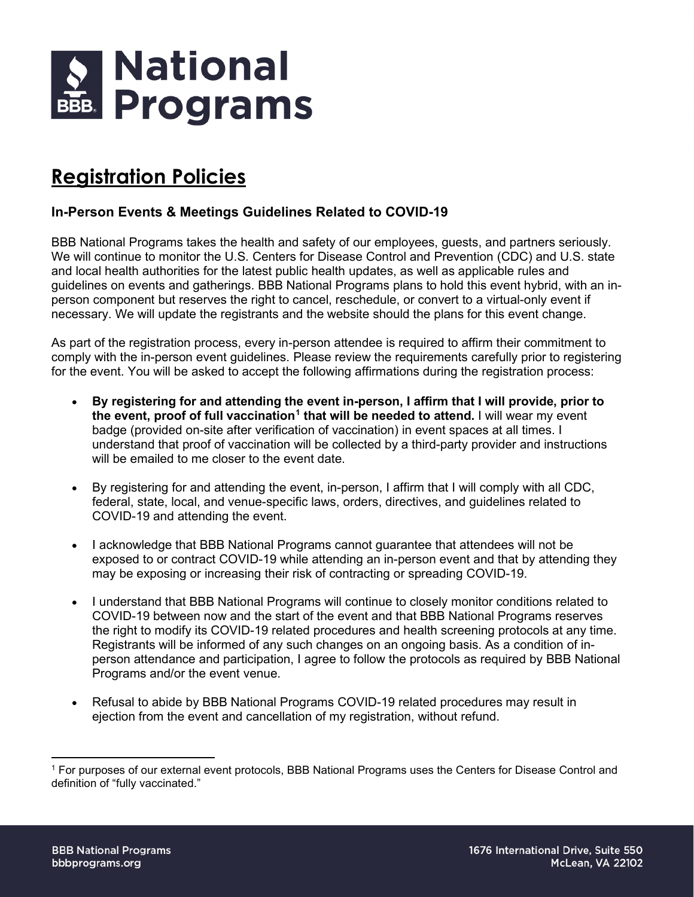# BBB National Programs

## Registration Policies

### In-Person Events & Meetings Guidelines Related to COVID-19

BBB National Programs takes the health and safety of our employees, guests, and partners seriously. We will continue to monitor the U.S. Centers for Disease Control and Prevention (CDC) and U.S. state and local health authorities for the latest public health updates, as well as applicable rules and guidelines on events and gatherings. BBB National Programs plans to hold this event hybrid, with an in-person component but reserves the right to cancel, reschedule, or convert to a virtual-only event if necessary. We will update the registrants and the website should the plans for this event change.

As part of the registration process, every in-person attendee is required to affirm their commitment to comply with the in-person event guidelines. Please review the requirements carefully prior to registering for the event. You will be asked to accept the following affirmations during the registration process:

- **By registering for and attending the event in-person, I affirm that I will provide, prior to the event, proof of full vaccination[1] that will be needed to attend.** I will wear my event badge (provided on-site after verification of vaccination) in event spaces at all times. I understand that proof of vaccination will be collected by a third-party provider and instructions will be emailed to me closer to the event date.
- By registering for and attending the event, in-person, I affirm that I will comply with all CDC, federal, state, local, and venue-specific laws, orders, directives, and guidelines related to COVID-19 and attending the event.
- I acknowledge that BBB National Programs cannot guarantee that attendees will not be exposed to or contract COVID-19 while attending an in-person event and that by attending they may be exposing or increasing their risk of contracting or spreading COVID-19.
- I understand that BBB National Programs will continue to closely monitor conditions related to COVID-19 between now and the start of the event and that BBB National Programs reserves the right to modify its COVID-19 related procedures and health screening protocols at any time. Registrants will be informed of any such changes on an ongoing basis. As a condition of in-person attendance and participation, I agree to follow the protocols as required by BBB National Programs and/or the event venue.
- Refusal to abide by BBB National Programs COVID-19 related procedures may result in ejection from the event and cancellation of my registration, without refund.

---

[1] For purposes of our external event protocols, BBB National Programs uses the Centers for Disease Control and definition of "fully vaccinated."

BBB National Programs
bbbprograms.org

1676 International Drive, Suite 550
McLean, VA 22102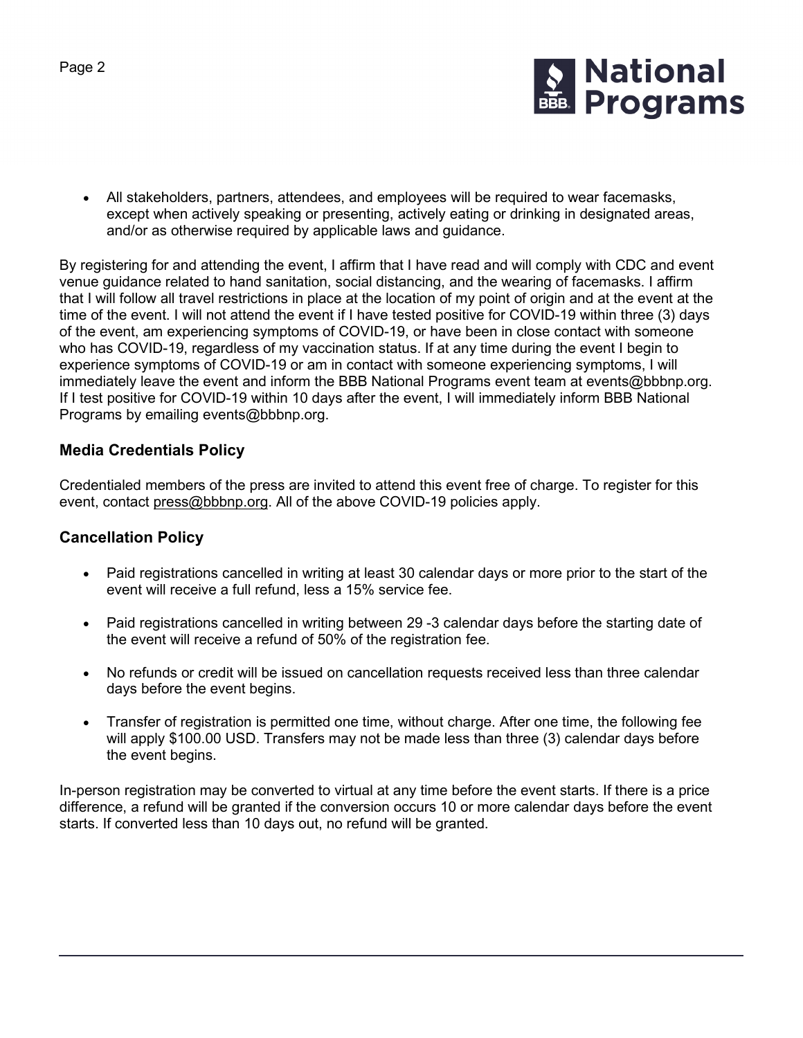- All stakeholders, partners, attendees, and employees will be required to wear facemasks, except when actively speaking or presenting, actively eating or drinking in designated areas, and/or as otherwise required by applicable laws and guidance.

By registering for and attending the event, I affirm that I have read and will comply with CDC and event venue guidance related to hand sanitation, social distancing, and the wearing of facemasks. I affirm that I will follow all travel restrictions in place at the location of my point of origin and at the event at the time of the event. I will not attend the event if I have tested positive for COVID-19 within three (3) days of the event, am experiencing symptoms of COVID-19, or have been in close contact with someone who has COVID-19, regardless of my vaccination status. If at any time during the event I begin to experience symptoms of COVID-19 or am in contact with someone experiencing symptoms, I will immediately leave the event and inform the BBB National Programs event team at events@bbbnp.org. If I test positive for COVID-19 within 10 days after the event, I will immediately inform BBB National Programs by emailing events@bbbnp.org.

### Media Credentials Policy

Credentialed members of the press are invited to attend this event free of charge. To register for this event, contact press@bbbnp.org. All of the above COVID-19 policies apply.

### Cancellation Policy

- Paid registrations cancelled in writing at least 30 calendar days or more prior to the start of the event will receive a full refund, less a 15% service fee.
- Paid registrations cancelled in writing between 29 -3 calendar days before the starting date of the event will receive a refund of 50% of the registration fee.
- No refunds or credit will be issued on cancellation requests received less than three calendar days before the event begins.
- Transfer of registration is permitted one time, without charge. After one time, the following fee will apply $100.00 USD. Transfers may not be made less than three (3) calendar days before the event begins.

In-person registration may be converted to virtual at any time before the event starts. If there is a price difference, a refund will be granted if the conversion occurs 10 or more calendar days before the event starts. If converted less than 10 days out, no refund will be granted.